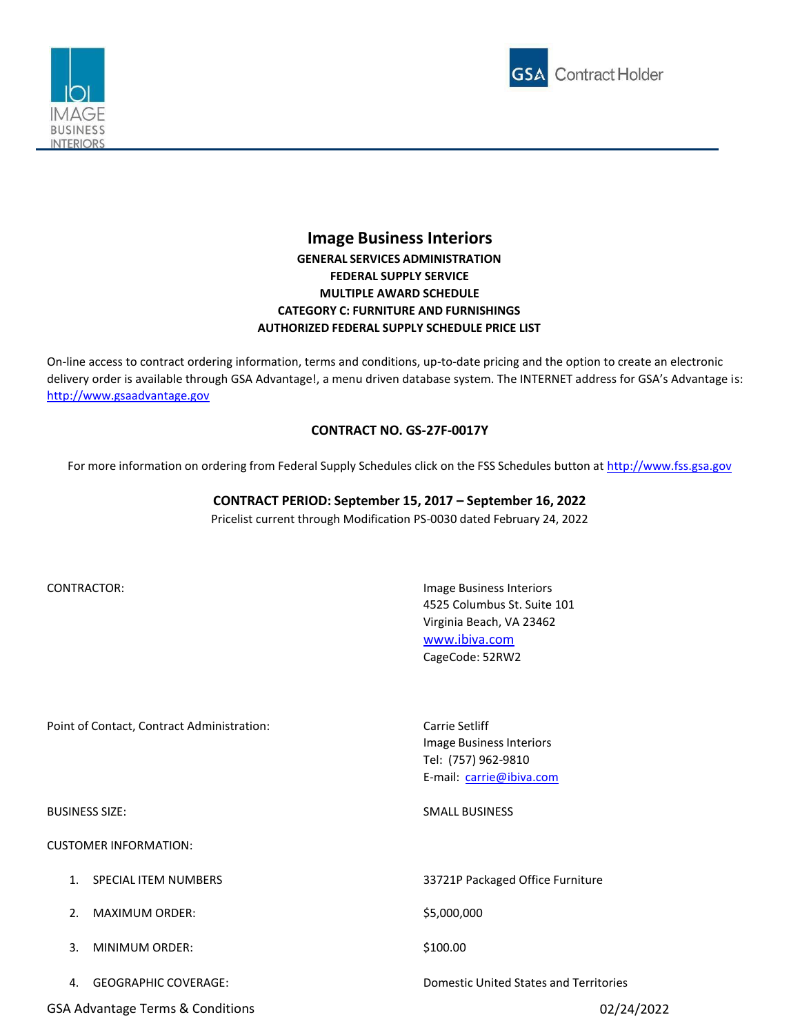IMAGE BUSINESS INTERIORS

GSA Contract Holder

# Image Business Interiors

**GENERAL SERVICES ADMINISTRATION**
**FEDERAL SUPPLY SERVICE**
**MULTIPLE AWARD SCHEDULE**
**CATEGORY C: FURNITURE AND FURNISHINGS**
**AUTHORIZED FEDERAL SUPPLY SCHEDULE PRICE LIST**

On-line access to contract ordering information, terms and conditions, up-to-date pricing and the option to create an electronic delivery order is available through GSA Advantage!, a menu driven database system. The INTERNET address for GSA's Advantage is: http://www.gsaadvantage.gov

**CONTRACT NO. GS-27F-0017Y**

For more information on ordering from Federal Supply Schedules click on the FSS Schedules button at http://www.fss.gsa.gov

**CONTRACT PERIOD: September 15, 2017 – September 16, 2022**
Pricelist current through Modification PS-0030 dated February 24, 2022

CONTRACTOR:
Image Business Interiors
4525 Columbus St. Suite 101
Virginia Beach, VA 23462
www.ibiva.com
CageCode: 52RW2

Point of Contact, Contract Administration:
Carrie Setliff
Image Business Interiors
Tel: (757) 962-9810
E-mail: carrie@ibiva.com

BUSINESS SIZE: SMALL BUSINESS

CUSTOMER INFORMATION:

1. SPECIAL ITEM NUMBERS: 33721P Packaged Office Furniture
2. MAXIMUM ORDER: $5,000,000
3. MINIMUM ORDER: $100.00
4. GEOGRAPHIC COVERAGE: Domestic United States and Territories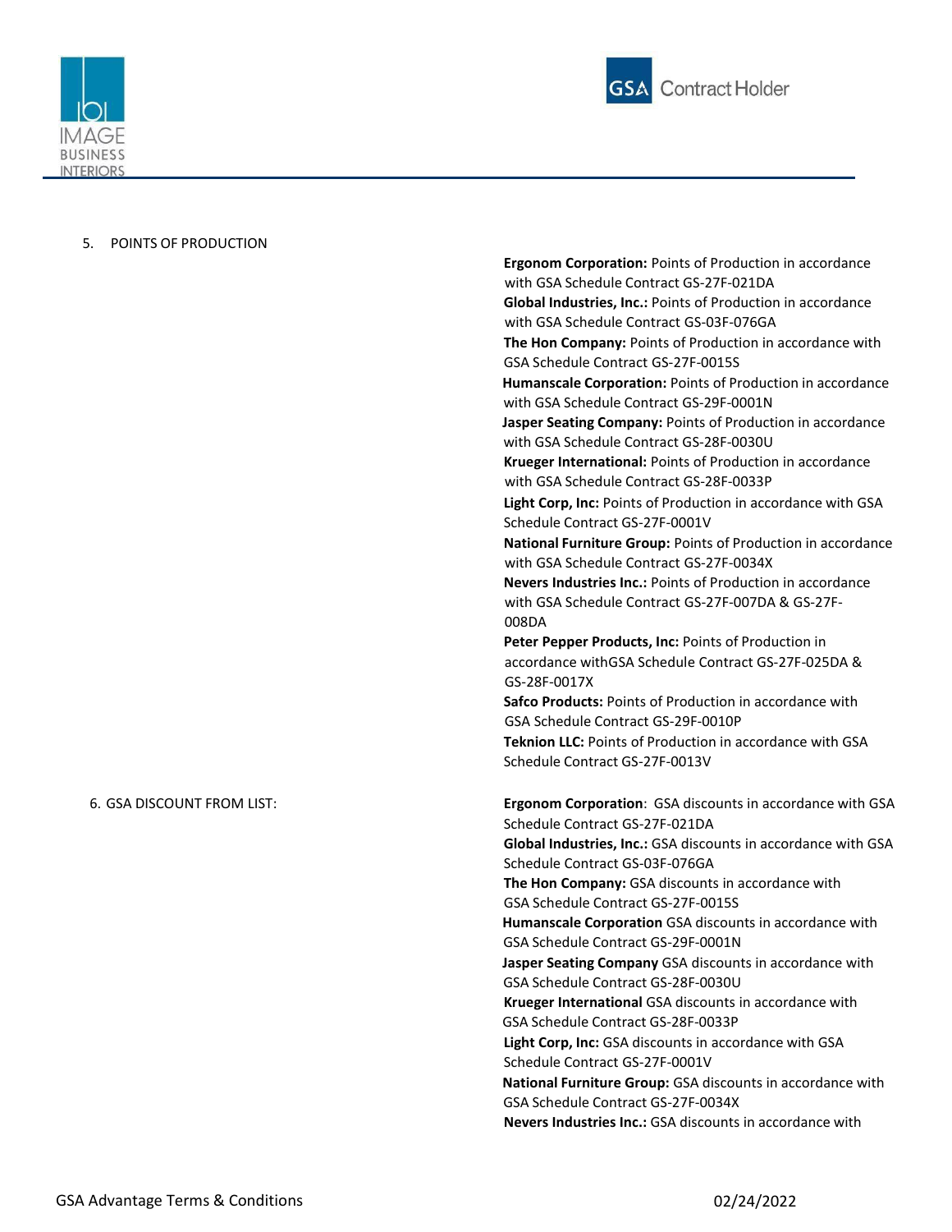5. POINTS OF PRODUCTION

**Ergonom Corporation:** Points of Production in accordance with GSA Schedule Contract GS-27F-021DA
**Global Industries, Inc.:** Points of Production in accordance with GSA Schedule Contract GS-03F-076GA
**The Hon Company:** Points of Production in accordance with GSA Schedule Contract GS-27F-0015S
**Humanscale Corporation:** Points of Production in accordance with GSA Schedule Contract GS-29F-0001N
**Jasper Seating Company:** Points of Production in accordance with GSA Schedule Contract GS-28F-0030U
**Krueger International:** Points of Production in accordance with GSA Schedule Contract GS-28F-0033P
**Light Corp, Inc:** Points of Production in accordance with GSA Schedule Contract GS-27F-0001V
**National Furniture Group:** Points of Production in accordance with GSA Schedule Contract GS-27F-0034X
**Nevers Industries Inc.:** Points of Production in accordance with GSA Schedule Contract GS-27F-007DA & GS-27F-008DA
**Peter Pepper Products, Inc:** Points of Production in accordance withGSA Schedule Contract GS-27F-025DA & GS-28F-0017X
**Safco Products:** Points of Production in accordance with GSA Schedule Contract GS-29F-0010P
**Teknion LLC:** Points of Production in accordance with GSA Schedule Contract GS-27F-0013V

6. GSA DISCOUNT FROM LIST:

**Ergonom Corporation**: GSA discounts in accordance with GSA Schedule Contract GS-27F-021DA
**Global Industries, Inc.:** GSA discounts in accordance with GSA Schedule Contract GS-03F-076GA
**The Hon Company:** GSA discounts in accordance with GSA Schedule Contract GS-27F-0015S
**Humanscale Corporation** GSA discounts in accordance with GSA Schedule Contract GS-29F-0001N
**Jasper Seating Company** GSA discounts in accordance with GSA Schedule Contract GS-28F-0030U
**Krueger International** GSA discounts in accordance with GSA Schedule Contract GS-28F-0033P
**Light Corp, Inc:** GSA discounts in accordance with GSA Schedule Contract GS-27F-0001V
**National Furniture Group:** GSA discounts in accordance with GSA Schedule Contract GS-27F-0034X
**Nevers Industries Inc.:** GSA discounts in accordance with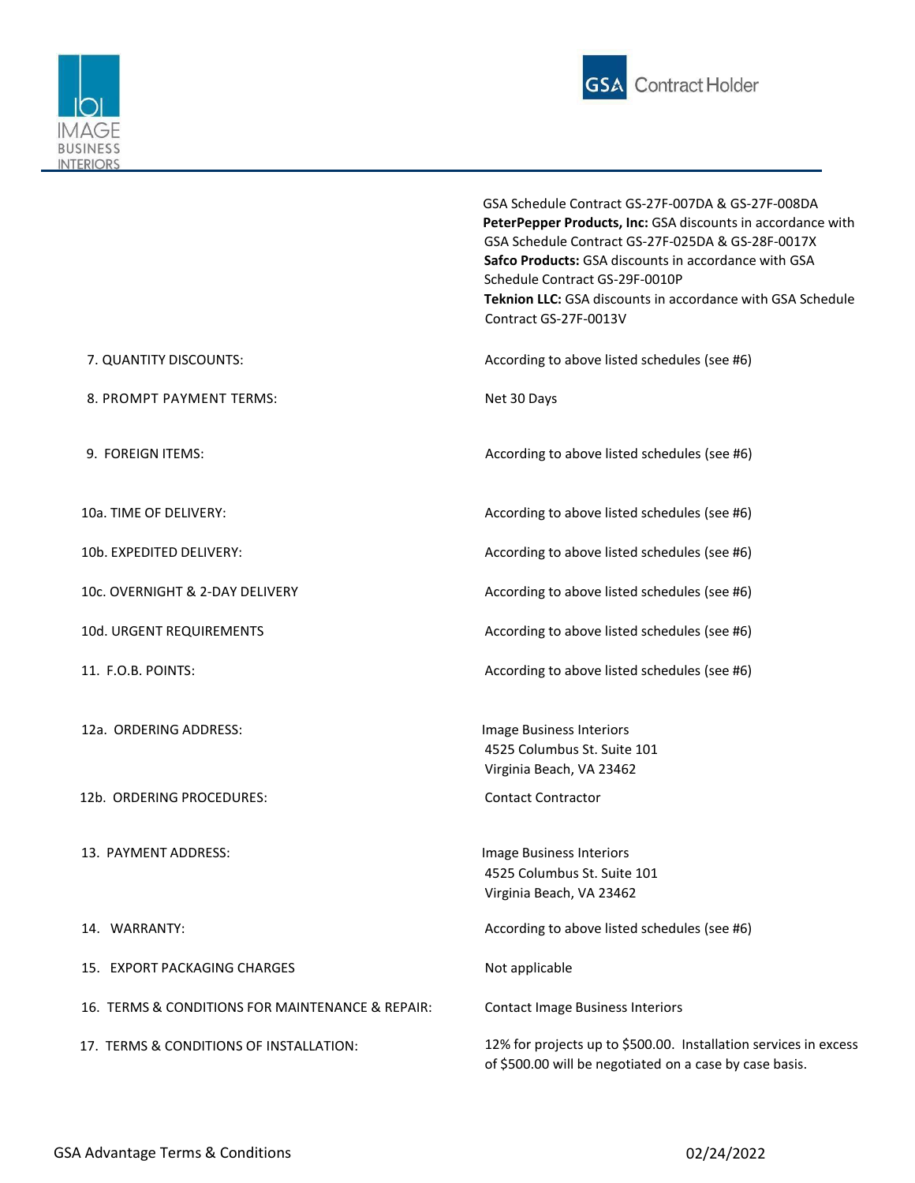GSA Schedule Contract GS-27F-007DA & GS-27F-008DA
**PeterPepper Products, Inc:** GSA discounts in accordance with GSA Schedule Contract GS-27F-025DA & GS-28F-0017X
**Safco Products:** GSA discounts in accordance with GSA Schedule Contract GS-29F-0010P
**Teknion LLC:** GSA discounts in accordance with GSA Schedule Contract GS-27F-0013V

| | |
|---|---|
| 7. QUANTITY DISCOUNTS: | According to above listed schedules (see #6) |
| 8. PROMPT PAYMENT TERMS: | Net 30 Days |
| 9. FOREIGN ITEMS: | According to above listed schedules (see #6) |
| 10a. TIME OF DELIVERY: | According to above listed schedules (see #6) |
| 10b. EXPEDITED DELIVERY: | According to above listed schedules (see #6) |
| 10c. OVERNIGHT & 2-DAY DELIVERY | According to above listed schedules (see #6) |
| 10d. URGENT REQUIREMENTS | According to above listed schedules (see #6) |
| 11. F.O.B. POINTS: | According to above listed schedules (see #6) |
| 12a. ORDERING ADDRESS: | Image Business Interiors<br>4525 Columbus St. Suite 101<br>Virginia Beach, VA 23462 |
| 12b. ORDERING PROCEDURES: | Contact Contractor |
| 13. PAYMENT ADDRESS: | Image Business Interiors<br>4525 Columbus St. Suite 101<br>Virginia Beach, VA 23462 |
| 14. WARRANTY: | According to above listed schedules (see #6) |
| 15. EXPORT PACKAGING CHARGES | Not applicable |
| 16. TERMS & CONDITIONS FOR MAINTENANCE & REPAIR: | Contact Image Business Interiors |
| 17. TERMS & CONDITIONS OF INSTALLATION: | 12% for projects up to $500.00. Installation services in excess of $500.00 will be negotiated on a case by case basis. |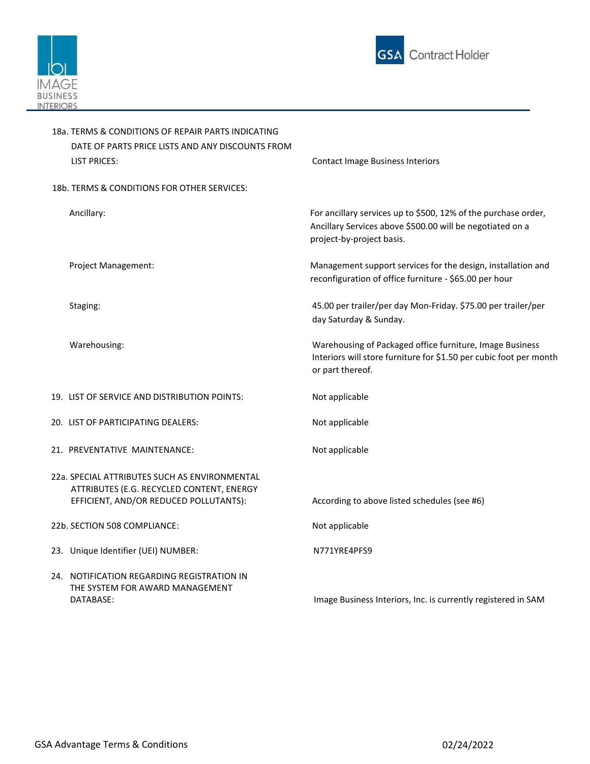18a. TERMS & CONDITIONS OF REPAIR PARTS INDICATING DATE OF PARTS PRICE LISTS AND ANY DISCOUNTS FROM LIST PRICES: Contact Image Business Interiors

18b. TERMS & CONDITIONS FOR OTHER SERVICES:

Ancillary: For ancillary services up to $500, 12% of the purchase order, Ancillary Services above $500.00 will be negotiated on a project-by-project basis.

Project Management: Management support services for the design, installation and reconfiguration of office furniture - $65.00 per hour

Staging: 45.00 per trailer/per day Mon-Friday. $75.00 per trailer/per day Saturday & Sunday.

Warehousing: Warehousing of Packaged office furniture, Image Business Interiors will store furniture for $1.50 per cubic foot per month or part thereof.

19. LIST OF SERVICE AND DISTRIBUTION POINTS: Not applicable

20. LIST OF PARTICIPATING DEALERS: Not applicable

21. PREVENTATIVE MAINTENANCE: Not applicable

22a. SPECIAL ATTRIBUTES SUCH AS ENVIRONMENTAL ATTRIBUTES (E.G. RECYCLED CONTENT, ENERGY EFFICIENT, AND/OR REDUCED POLLUTANTS): According to above listed schedules (see #6)

22b. SECTION 508 COMPLIANCE: Not applicable

23. Unique Identifier (UEI) NUMBER: N771YRE4PFS9

24. NOTIFICATION REGARDING REGISTRATION IN THE SYSTEM FOR AWARD MANAGEMENT DATABASE: Image Business Interiors, Inc. is currently registered in SAM